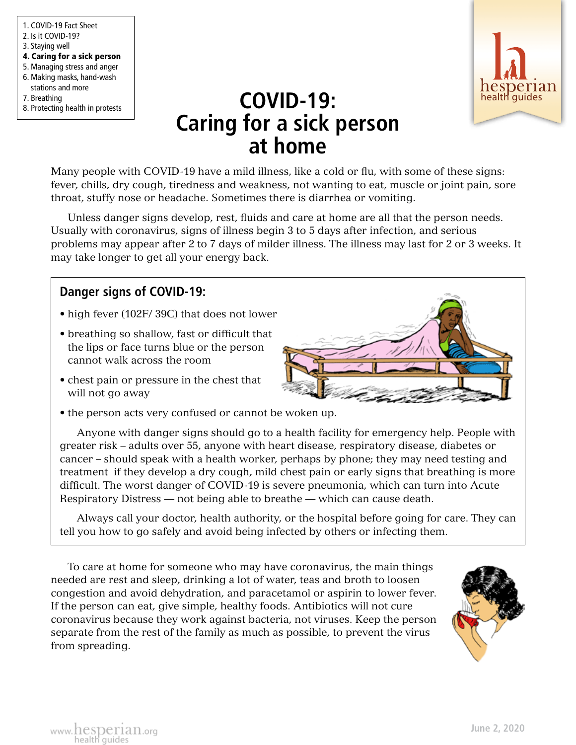1. COVID-19 Fact Sheet
2. Is it COVID-19?
3. Staying well
4. **Caring for a sick person**
5. Managing stress and anger
6. Making masks, hand-wash stations and more
7. Breathing
8. Protecting health in protests

# COVID-19: Caring for a sick person at home

Many people with COVID-19 have a mild illness, like a cold or flu, with some of these signs: fever, chills, dry cough, tiredness and weakness, not wanting to eat, muscle or joint pain, sore throat, stuffy nose or headache. Sometimes there is diarrhea or vomiting.

Unless danger signs develop, rest, fluids and care at home are all that the person needs. Usually with coronavirus, signs of illness begin 3 to 5 days after infection, and serious problems may appear after 2 to 7 days of milder illness. The illness may last for 2 or 3 weeks. It may take longer to get all your energy back.

## Danger signs of COVID-19:

- high fever (102F/ 39C) that does not lower
- breathing so shallow, fast or difficult that the lips or face turns blue or the person cannot walk across the room
- chest pain or pressure in the chest that will not go away
- the person acts very confused or cannot be woken up.

Anyone with danger signs should go to a health facility for emergency help. People with greater risk – adults over 55, anyone with heart disease, respiratory disease, diabetes or cancer – should speak with a health worker, perhaps by phone; they may need testing and treatment if they develop a dry cough, mild chest pain or early signs that breathing is more difficult. The worst danger of COVID-19 is severe pneumonia, which can turn into Acute Respiratory Distress — not being able to breathe — which can cause death.

Always call your doctor, health authority, or the hospital before going for care. They can tell you how to go safely and avoid being infected by others or infecting them.

To care at home for someone who may have coronavirus, the main things needed are rest and sleep, drinking a lot of water, teas and broth to loosen congestion and avoid dehydration, and paracetamol or aspirin to lower fever. If the person can eat, give simple, healthy foods. Antibiotics will not cure coronavirus because they work against bacteria, not viruses. Keep the person separate from the rest of the family as much as possible, to prevent the virus from spreading.

June 2, 2020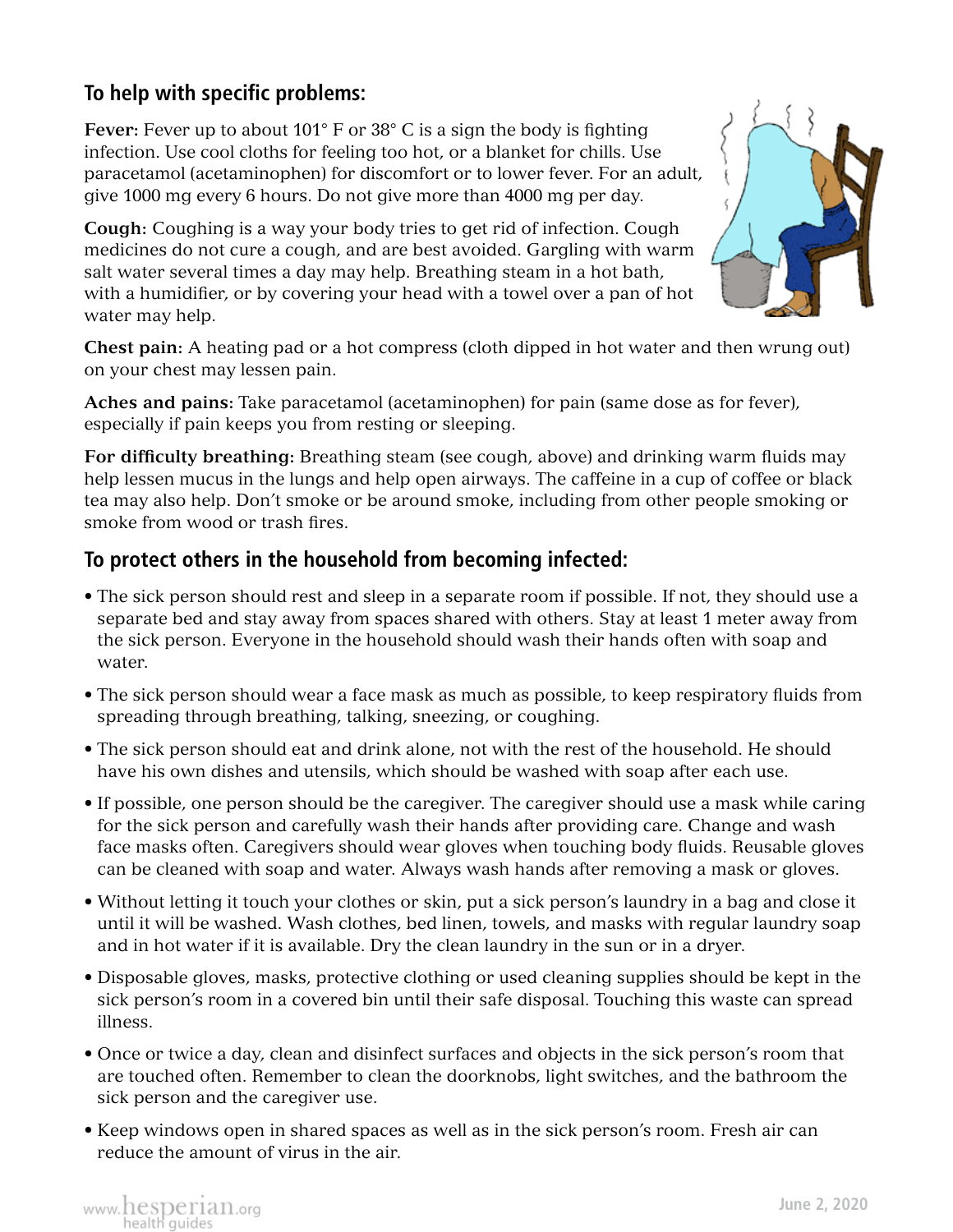## To help with specific problems:

**Fever:** Fever up to about 101° F or 38° C is a sign the body is fighting infection. Use cool cloths for feeling too hot, or a blanket for chills. Use paracetamol (acetaminophen) for discomfort or to lower fever. For an adult, give 1000 mg every 6 hours. Do not give more than 4000 mg per day.

**Cough:** Coughing is a way your body tries to get rid of infection. Cough medicines do not cure a cough, and are best avoided. Gargling with warm salt water several times a day may help. Breathing steam in a hot bath, with a humidifier, or by covering your head with a towel over a pan of hot water may help.

**Chest pain:** A heating pad or a hot compress (cloth dipped in hot water and then wrung out) on your chest may lessen pain.

**Aches and pains:** Take paracetamol (acetaminophen) for pain (same dose as for fever), especially if pain keeps you from resting or sleeping.

**For difficulty breathing:** Breathing steam (see cough, above) and drinking warm fluids may help lessen mucus in the lungs and help open airways. The caffeine in a cup of coffee or black tea may also help. Don't smoke or be around smoke, including from other people smoking or smoke from wood or trash fires.

## To protect others in the household from becoming infected:

- The sick person should rest and sleep in a separate room if possible. If not, they should use a separate bed and stay away from spaces shared with others. Stay at least 1 meter away from the sick person. Everyone in the household should wash their hands often with soap and water.
- The sick person should wear a face mask as much as possible, to keep respiratory fluids from spreading through breathing, talking, sneezing, or coughing.
- The sick person should eat and drink alone, not with the rest of the household. He should have his own dishes and utensils, which should be washed with soap after each use.
- If possible, one person should be the caregiver. The caregiver should use a mask while caring for the sick person and carefully wash their hands after providing care. Change and wash face masks often. Caregivers should wear gloves when touching body fluids. Reusable gloves can be cleaned with soap and water. Always wash hands after removing a mask or gloves.
- Without letting it touch your clothes or skin, put a sick person's laundry in a bag and close it until it will be washed. Wash clothes, bed linen, towels, and masks with regular laundry soap and in hot water if it is available. Dry the clean laundry in the sun or in a dryer.
- Disposable gloves, masks, protective clothing or used cleaning supplies should be kept in the sick person's room in a covered bin until their safe disposal. Touching this waste can spread illness.
- Once or twice a day, clean and disinfect surfaces and objects in the sick person's room that are touched often. Remember to clean the doorknobs, light switches, and the bathroom the sick person and the caregiver use.
- Keep windows open in shared spaces as well as in the sick person's room. Fresh air can reduce the amount of virus in the air.